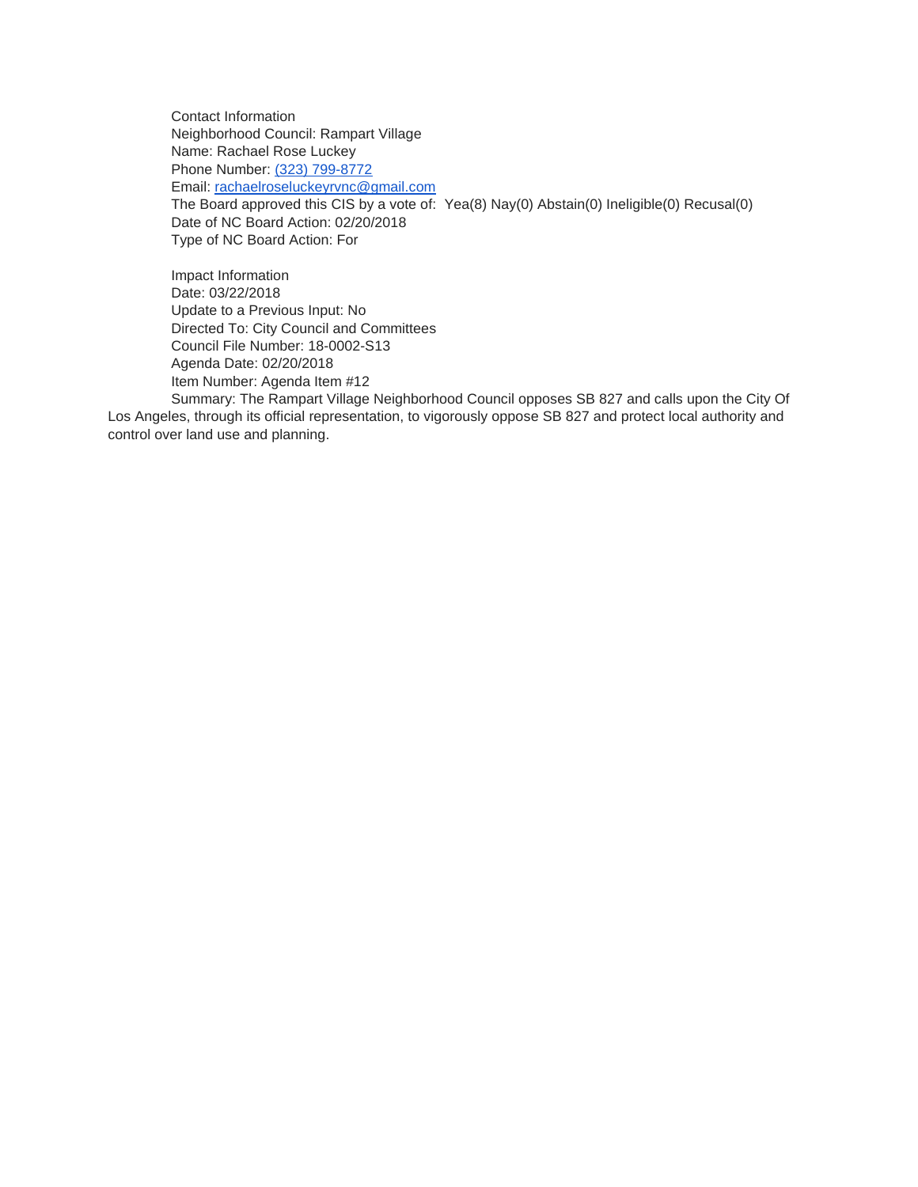Contact Information
Neighborhood Council: Rampart Village
Name: Rachael Rose Luckey
Phone Number: (323) 799-8772
Email: rachaelroseluckeyrvnc@gmail.com
The Board approved this CIS by a vote of: Yea(8) Nay(0) Abstain(0) Ineligible(0) Recusal(0)
Date of NC Board Action: 02/20/2018
Type of NC Board Action: For

Impact Information
Date: 03/22/2018
Update to a Previous Input: No
Directed To: City Council and Committees
Council File Number: 18-0002-S13
Agenda Date: 02/20/2018
Item Number: Agenda Item #12
Summary: The Rampart Village Neighborhood Council opposes SB 827 and calls upon the City Of Los Angeles, through its official representation, to vigorously oppose SB 827 and protect local authority and control over land use and planning.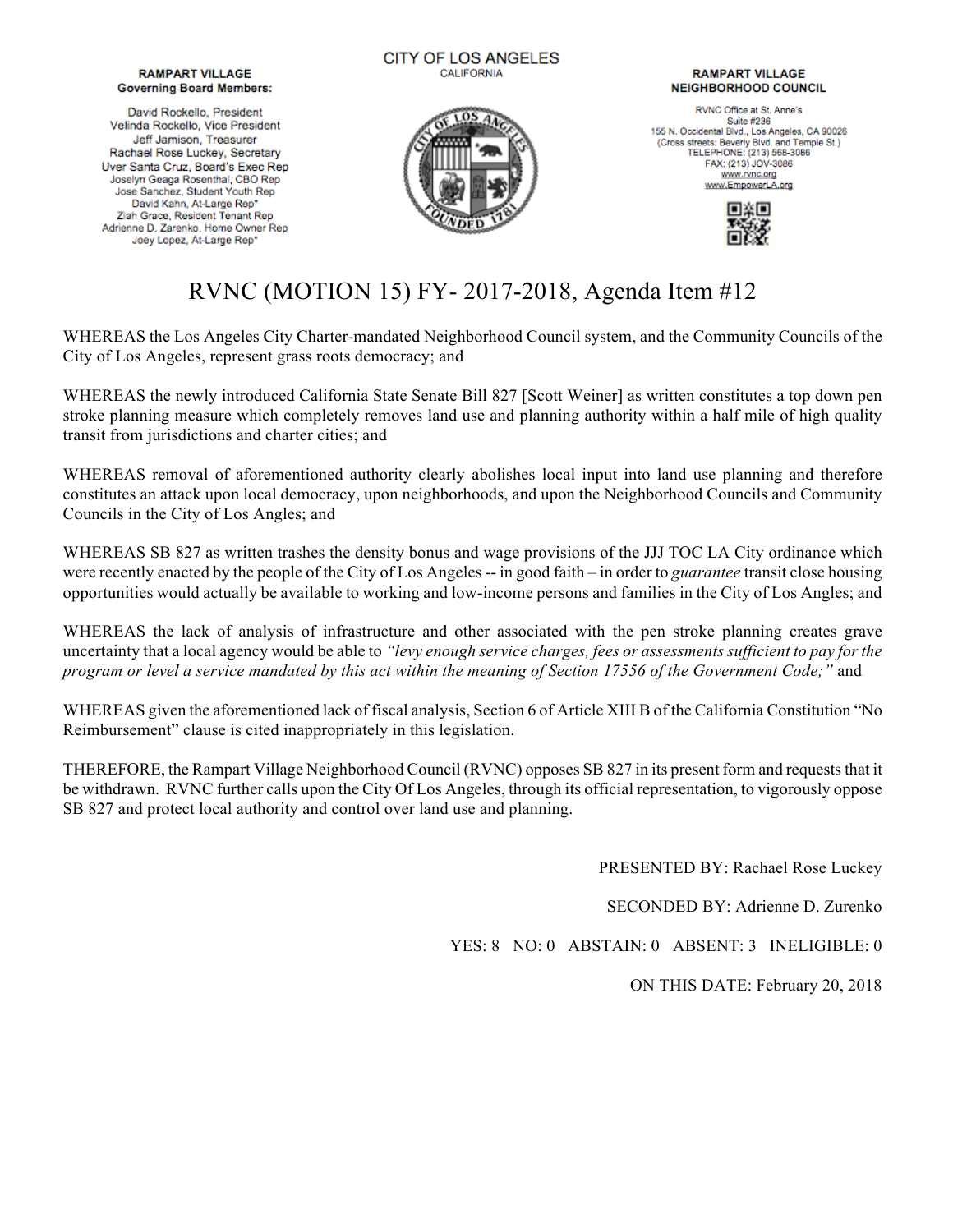**RAMPART VILLAGE**
**Governing Board Members:**

David Rockello, President
Velinda Rockello, Vice President
Jeff Jamison, Treasurer
Rachael Rose Luckey, Secretary
Uver Santa Cruz, Board's Exec Rep
Joselyn Geaga Rosenthal, CBO Rep
Jose Sanchez, Student Youth Rep
David Kahn, At-Large Rep*
Ziah Grace, Resident Tenant Rep
Adrienne D. Zarenko, Home Owner Rep
Joey Lopez, At-Large Rep*

CITY OF LOS ANGELES
CALIFORNIA

**RAMPART VILLAGE**
**NEIGHBORHOOD COUNCIL**

RVNC Office at St. Anne's
Suite #236
155 N. Occidental Blvd., Los Angeles, CA 90026
(Cross streets: Beverly Blvd. and Temple St.)
TELEPHONE: (213) 568-3086
FAX: (213) JOV-3086
www.rvnc.org
www.EmpowerLA.org

# RVNC (MOTION 15) FY- 2017-2018, Agenda Item #12

WHEREAS the Los Angeles City Charter-mandated Neighborhood Council system, and the Community Councils of the City of Los Angeles, represent grass roots democracy; and

WHEREAS the newly introduced California State Senate Bill 827 [Scott Weiner] as written constitutes a top down pen stroke planning measure which completely removes land use and planning authority within a half mile of high quality transit from jurisdictions and charter cities; and

WHEREAS removal of aforementioned authority clearly abolishes local input into land use planning and therefore constitutes an attack upon local democracy, upon neighborhoods, and upon the Neighborhood Councils and Community Councils in the City of Los Angles; and

WHEREAS SB 827 as written trashes the density bonus and wage provisions of the JJJ TOC LA City ordinance which were recently enacted by the people of the City of Los Angeles -- in good faith – in order to *guarantee* transit close housing opportunities would actually be available to working and low-income persons and families in the City of Los Angles; and

WHEREAS the lack of analysis of infrastructure and other associated with the pen stroke planning creates grave uncertainty that a local agency would be able to *"levy enough service charges, fees or assessments sufficient to pay for the program or level a service mandated by this act within the meaning of Section 17556 of the Government Code;"* and

WHEREAS given the aforementioned lack of fiscal analysis, Section 6 of Article XIII B of the California Constitution "No Reimbursement" clause is cited inappropriately in this legislation.

THEREFORE, the Rampart Village Neighborhood Council (RVNC) opposes SB 827 in its present form and requests that it be withdrawn. RVNC further calls upon the City Of Los Angeles, through its official representation, to vigorously oppose SB 827 and protect local authority and control over land use and planning.

PRESENTED BY: Rachael Rose Luckey

SECONDED BY: Adrienne D. Zurenko

YES: 8 NO: 0 ABSTAIN: 0 ABSENT: 3 INELIGIBLE: 0

ON THIS DATE: February 20, 2018